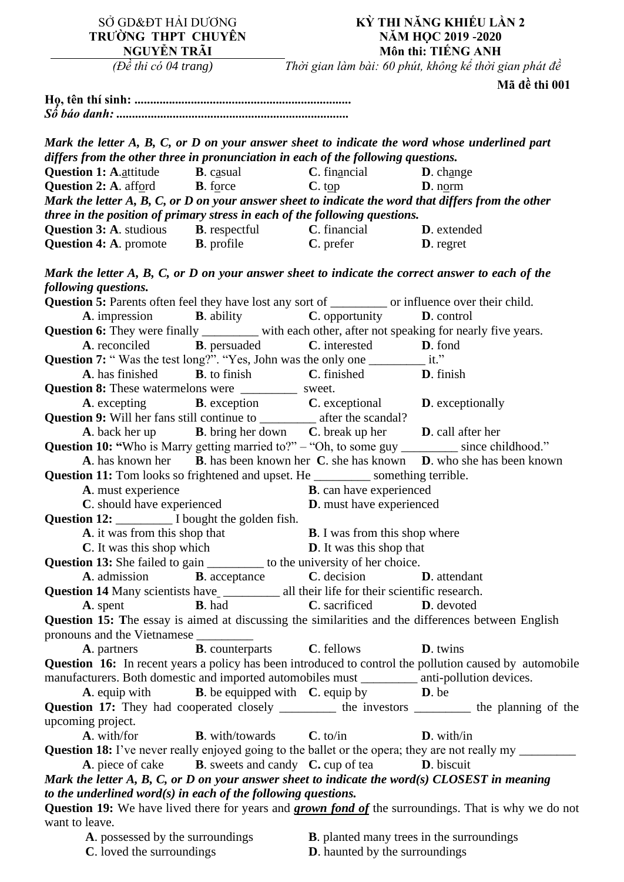| SỞ GD&ĐT HẢI DƯƠNG | KỲ THI NĂNG KHIẾU LẦN 2 |
|---|---|
| TRƯỜNG THPT CHUYÊN NGUYỄN TRÃI | NĂM HỌC 2019 -2020 |
| | Môn thi: TIẾNG ANH |
| *(Đề thi có 04 trang)* | *Thời gian làm bài: 60 phút, không kể thời gian phát đề* |

**Mã đề thi 001**

**Họ, tên thí sinh: ....................................................................**

***Số báo danh: .........................................................................***

***Mark the letter A, B, C, or D on your answer sheet to indicate the word whose underlined part differs from the other three in pronunciation in each of the following questions.***

**Question 1: A**.<u>a</u>ttitude **B**. c<u>a</u>sual **C**. fin<u>a</u>ncial **D**. ch<u>a</u>nge

**Question 2: A**. aff<u>or</u>d **B**. f<u>or</u>ce **C**. t<u>o</u>p **D**. n<u>o</u>rm

***Mark the letter A, B, C, or D on your answer sheet to indicate the word that differs from the other three in the position of primary stress in each of the following questions.***

**Question 3: A**. studious **B**. respectful **C**. financial **D**. extended

**Question 4: A**. promote **B**. profile **C**. prefer **D**. regret

***Mark the letter A, B, C, or D on your answer sheet to indicate the correct answer to each of the following questions.***

**Question 5:** Parents often feel they have lost any sort of _________ or influence over their child.

**A**. impression **B**. ability **C**. opportunity **D**. control

**Question 6:** They were finally _________ with each other, after not speaking for nearly five years.

**A**. reconciled **B**. persuaded **C**. interested **D**. fond

**Question 7:** " Was the test long?". "Yes, John was the only one _________ it."

**A**. has finished **B**. to finish **C**. finished **D**. finish

**Question 8:** These watermelons were _________ sweet.

**A**. excepting **B**. exception **C**. exceptional **D**. exceptionally

**Question 9:** Will her fans still continue to _________ after the scandal?

**A**. back her up **B**. bring her down **C**. break up her **D**. call after her

**Question 10: "**Who is Marry getting married to?" – "Oh, to some guy _________ since childhood."

**A**. has known her **B**. has been known her **C**. she has known **D**. who she has been known

**Question 11:** Tom looks so frightened and upset. He _________ something terrible.

**A**. must experience **B**. can have experienced

**C**. should have experienced **D**. must have experienced

**Question 12:** _________ I bought the golden fish.

**A**. it was from this shop that **B**. I was from this shop where

**C**. It was this shop which **D**. It was this shop that

**Question 13:** She failed to gain _________ to the university of her choice.

**A**. admission **B**. acceptance **C**. decision **D**. attendant

**Question 14** Many scientists have _________ all their life for their scientific research.

**A**. spent **B**. had **C**. sacrificed **D**. devoted

**Question 15: T**he essay is aimed at discussing the similarities and the differences between English pronouns and the Vietnamese _________

**A**. partners **B**. counterparts **C**. fellows **D**. twins

**Question 16:** In recent years a policy has been introduced to control the pollution caused by automobile manufacturers. Both domestic and imported automobiles must _________ anti-pollution devices.

**A**. equip with **B**. be equipped with **C**. equip by **D**. be

**Question 17:** They had cooperated closely _________ the investors _________ the planning of the upcoming project.

**A**. with/for **B**. with/towards **C**. to/in **D**. with/in

**Question 18:** I've never really enjoyed going to the ballet or the opera; they are not really my _________

**A**. piece of cake **B**. sweets and candy **C.** cup of tea **D**. biscuit

***Mark the letter A, B, C, or D on your answer sheet to indicate the word(s) CLOSEST in meaning to the underlined word(s) in each of the following questions.***

**Question 19:** We have lived there for years and ***<u>grown fond of</u>*** the surroundings. That is why we do not want to leave.

**A**. possessed by the surroundings **B**. planted many trees in the surroundings

**C**. loved the surroundings **D**. haunted by the surroundings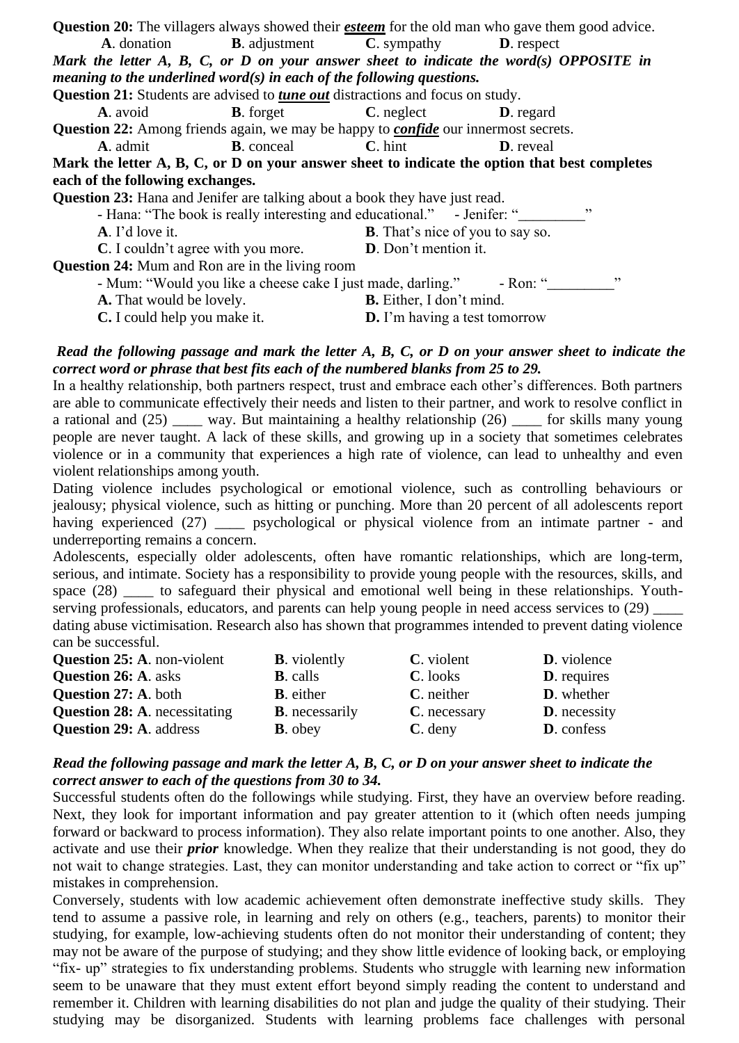**Question 20:** The villagers always showed their ***esteem*** for the old man who gave them good advice.

A. donation    B. adjustment    C. sympathy    D. respect

***Mark the letter A, B, C, or D on your answer sheet to indicate the word(s) OPPOSITE in meaning to the underlined word(s) in each of the following questions.***

**Question 21:** Students are advised to ***tune out*** distractions and focus on study.

A. avoid    B. forget    C. neglect    D. regard

**Question 22:** Among friends again, we may be happy to ***confide*** our innermost secrets.

A. admit    B. conceal    C. hint    D. reveal

**Mark the letter A, B, C, or D on your answer sheet to indicate the option that best completes each of the following exchanges.**

**Question 23:** Hana and Jenifer are talking about a book they have just read.

- Hana: "The book is really interesting and educational."    - Jenifer: "_________"

A. I'd love it.    B. That's nice of you to say so.

C. I couldn't agree with you more.    D. Don't mention it.

**Question 24:** Mum and Ron are in the living room

- Mum: "Would you like a cheese cake I just made, darling."    - Ron: "_________"

**A.** That would be lovely.    **B.** Either, I don't mind.

**C.** I could help you make it.    **D.** I'm having a test tomorrow

***Read the following passage and mark the letter A, B, C, or D on your answer sheet to indicate the correct word or phrase that best fits each of the numbered blanks from 25 to 29.***

In a healthy relationship, both partners respect, trust and embrace each other's differences. Both partners are able to communicate effectively their needs and listen to their partner, and work to resolve conflict in a rational and (25) ____ way. But maintaining a healthy relationship (26) ____ for skills many young people are never taught. A lack of these skills, and growing up in a society that sometimes celebrates violence or in a community that experiences a high rate of violence, can lead to unhealthy and even violent relationships among youth.

Dating violence includes psychological or emotional violence, such as controlling behaviours or jealousy; physical violence, such as hitting or punching. More than 20 percent of all adolescents report having experienced (27) ____ psychological or physical violence from an intimate partner - and underreporting remains a concern.

Adolescents, especially older adolescents, often have romantic relationships, which are long-term, serious, and intimate. Society has a responsibility to provide young people with the resources, skills, and space (28) ____ to safeguard their physical and emotional well being in these relationships. Youth-serving professionals, educators, and parents can help young people in need access services to (29) ____ dating abuse victimisation. Research also has shown that programmes intended to prevent dating violence can be successful.

**Question 25:** A. non-violent    B. violently    C. violent    D. violence

**Question 26:** A. asks    B. calls    C. looks    D. requires

**Question 27:** A. both    B. either    C. neither    D. whether

**Question 28:** A. necessitating    B. necessarily    C. necessary    D. necessity

**Question 29:** A. address    B. obey    C. deny    D. confess

***Read the following passage and mark the letter A, B, C, or D on your answer sheet to indicate the correct answer to each of the questions from 30 to 34.***

Successful students often do the followings while studying. First, they have an overview before reading. Next, they look for important information and pay greater attention to it (which often needs jumping forward or backward to process information). They also relate important points to one another. Also, they activate and use their ***prior*** knowledge. When they realize that their understanding is not good, they do not wait to change strategies. Last, they can monitor understanding and take action to correct or "fix up" mistakes in comprehension.

Conversely, students with low academic achievement often demonstrate ineffective study skills. They tend to assume a passive role, in learning and rely on others (e.g., teachers, parents) to monitor their studying, for example, low-achieving students often do not monitor their understanding of content; they may not be aware of the purpose of studying; and they show little evidence of looking back, or employing "fix- up" strategies to fix understanding problems. Students who struggle with learning new information seem to be unaware that they must extent effort beyond simply reading the content to understand and remember it. Children with learning disabilities do not plan and judge the quality of their studying. Their studying may be disorganized. Students with learning problems face challenges with personal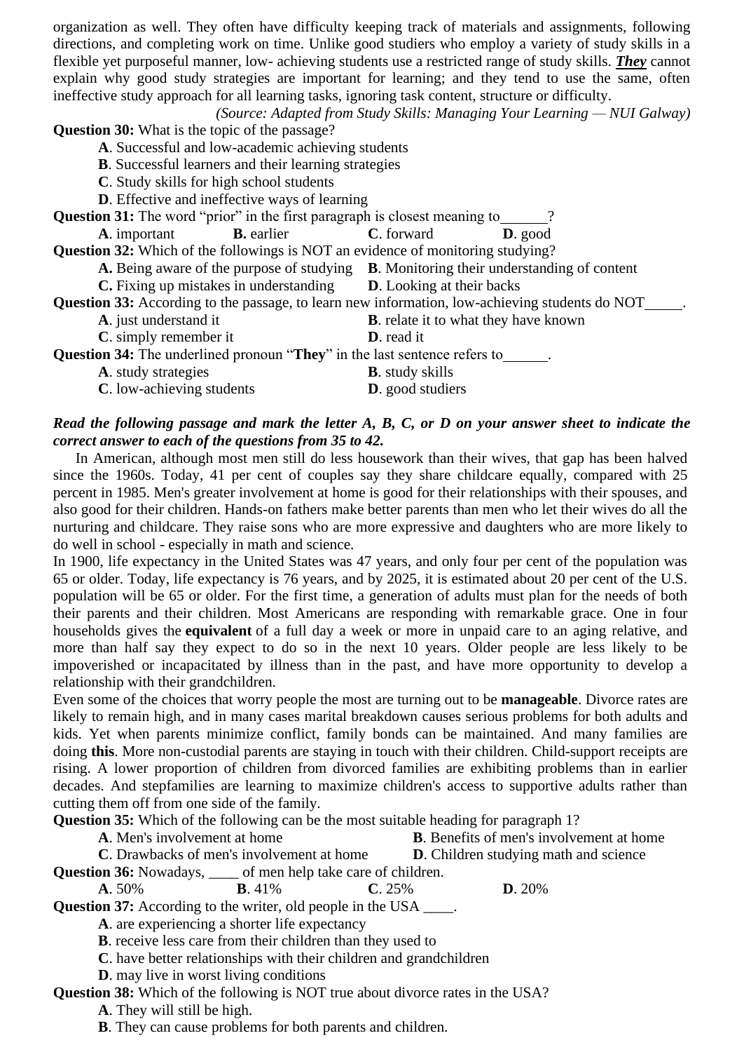organization as well. They often have difficulty keeping track of materials and assignments, following directions, and completing work on time. Unlike good studiers who employ a variety of study skills in a flexible yet purposeful manner, low- achieving students use a restricted range of study skills. ***They*** cannot explain why good study strategies are important for learning; and they tend to use the same, often ineffective study approach for all learning tasks, ignoring task content, structure or difficulty.

*(Source: Adapted from Study Skills: Managing Your Learning — NUI Galway)*

**Question 30:** What is the topic of the passage?

**A**. Successful and low-academic achieving students
**B**. Successful learners and their learning strategies
**C**. Study skills for high school students
**D**. Effective and ineffective ways of learning

**Question 31:** The word "prior" in the first paragraph is closest meaning to______?

**A**. important **B.** earlier **C**. forward **D**. good

**Question 32:** Which of the followings is NOT an evidence of monitoring studying?

**A.** Being aware of the purpose of studying **B**. Monitoring their understanding of content
**C.** Fixing up mistakes in understanding **D**. Looking at their backs

**Question 33:** According to the passage, to learn new information, low-achieving students do NOT_____.

**A**. just understand it **B**. relate it to what they have known
**C**. simply remember it **D**. read it

**Question 34:** The underlined pronoun "**They**" in the last sentence refers to______.

**A**. study strategies **B**. study skills
**C**. low-achieving students **D**. good studiers

***Read the following passage and mark the letter A, B, C, or D on your answer sheet to indicate the correct answer to each of the questions from 35 to 42.***

In American, although most men still do less housework than their wives, that gap has been halved since the 1960s. Today, 41 per cent of couples say they share childcare equally, compared with 25 percent in 1985. Men's greater involvement at home is good for their relationships with their spouses, and also good for their children. Hands-on fathers make better parents than men who let their wives do all the nurturing and childcare. They raise sons who are more expressive and daughters who are more likely to do well in school - especially in math and science.

In 1900, life expectancy in the United States was 47 years, and only four per cent of the population was 65 or older. Today, life expectancy is 76 years, and by 2025, it is estimated about 20 per cent of the U.S. population will be 65 or older. For the first time, a generation of adults must plan for the needs of both their parents and their children. Most Americans are responding with remarkable grace. One in four households gives the **equivalent** of a full day a week or more in unpaid care to an aging relative, and more than half say they expect to do so in the next 10 years. Older people are less likely to be impoverished or incapacitated by illness than in the past, and have more opportunity to develop a relationship with their grandchildren.

Even some of the choices that worry people the most are turning out to be **manageable**. Divorce rates are likely to remain high, and in many cases marital breakdown causes serious problems for both adults and kids. Yet when parents minimize conflict, family bonds can be maintained. And many families are doing **this**. More non-custodial parents are staying in touch with their children. Child-support receipts are rising. A lower proportion of children from divorced families are exhibiting problems than in earlier decades. And stepfamilies are learning to maximize children's access to supportive adults rather than cutting them off from one side of the family.

**Question 35:** Which of the following can be the most suitable heading for paragraph 1?

**A**. Men's involvement at home **B**. Benefits of men's involvement at home
**C**. Drawbacks of men's involvement at home **D**. Children studying math and science

**Question 36:** Nowadays, ____ of men help take care of children.

**A**. 50% **B**. 41% **C**. 25% **D**. 20%

**Question 37:** According to the writer, old people in the USA ____.

**A**. are experiencing a shorter life expectancy
**B**. receive less care from their children than they used to
**C**. have better relationships with their children and grandchildren
**D**. may live in worst living conditions

**Question 38:** Which of the following is NOT true about divorce rates in the USA?

**A**. They will still be high.
**B**. They can cause problems for both parents and children.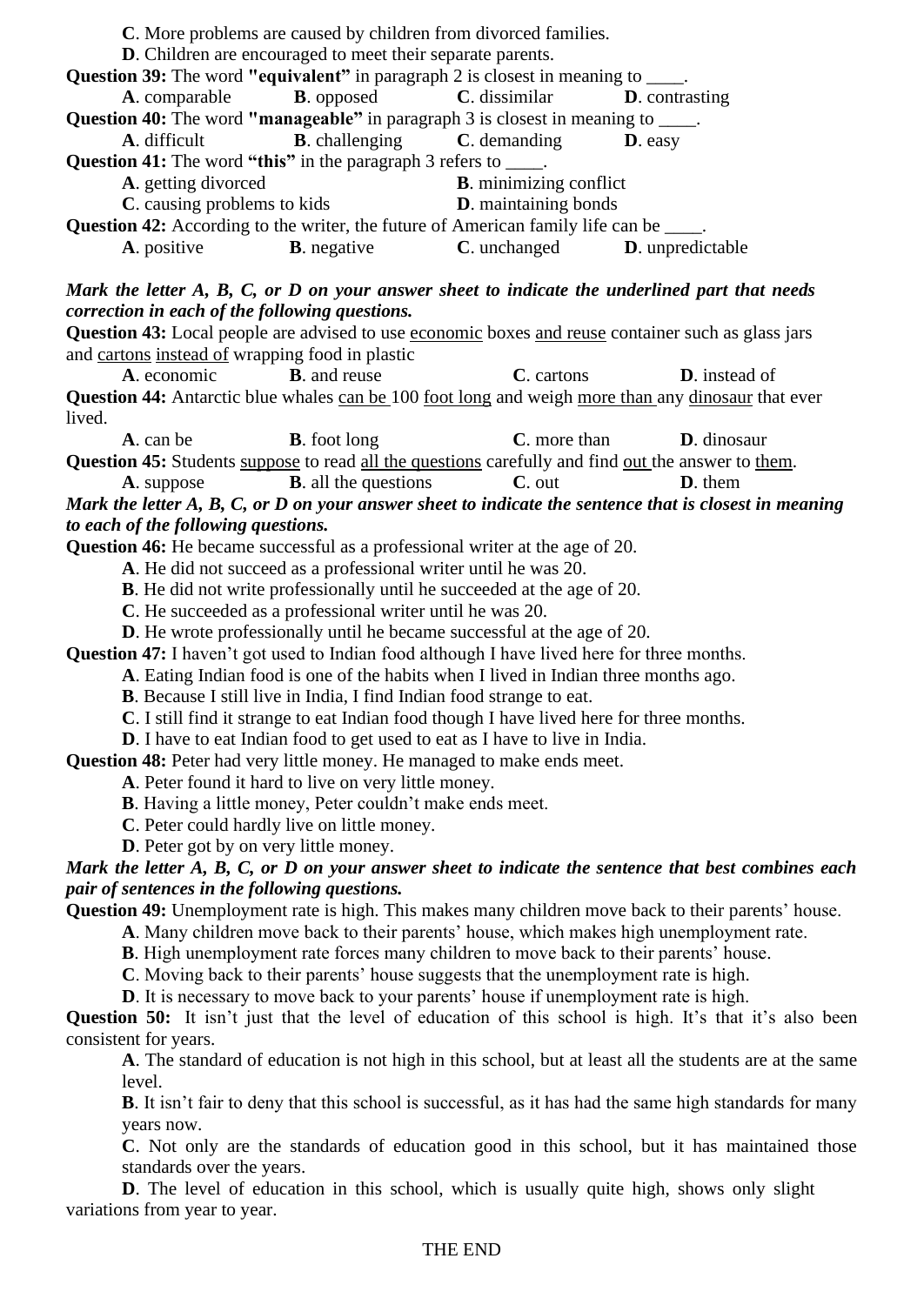**C**. More problems are caused by children from divorced families.

**D**. Children are encouraged to meet their separate parents.

**Question 39:** The word **"equivalent"** in paragraph 2 is closest in meaning to ____.

**A**. comparable **B**. opposed **C**. dissimilar **D**. contrasting

**Question 40:** The word **"manageable"** in paragraph 3 is closest in meaning to ____.

**A**. difficult **B**. challenging **C**. demanding **D**. easy

**Question 41:** The word **"this"** in the paragraph 3 refers to ____.

**A**. getting divorced **B**. minimizing conflict

**C**. causing problems to kids **D**. maintaining bonds

**Question 42:** According to the writer, the future of American family life can be ____.

**A**. positive **B**. negative **C**. unchanged **D**. unpredictable

***Mark the letter A, B, C, or D on your answer sheet to indicate the underlined part that needs correction in each of the following questions.***

**Question 43:** Local people are advised to use economic boxes and reuse container such as glass jars and cartons instead of wrapping food in plastic

**A**. economic **B**. and reuse **C**. cartons **D**. instead of

**Question 44:** Antarctic blue whales can be 100 foot long and weigh more than any dinosaur that ever lived.

**A**. can be **B**. foot long **C**. more than **D**. dinosaur

**Question 45:** Students suppose to read all the questions carefully and find out the answer to them.

**A**. suppose **B**. all the questions **C**. out **D**. them

***Mark the letter A, B, C, or D on your answer sheet to indicate the sentence that is closest in meaning to each of the following questions.***

**Question 46:** He became successful as a professional writer at the age of 20.

**A**. He did not succeed as a professional writer until he was 20.

**B**. He did not write professionally until he succeeded at the age of 20.

**C**. He succeeded as a professional writer until he was 20.

**D**. He wrote professionally until he became successful at the age of 20.

**Question 47:** I haven't got used to Indian food although I have lived here for three months.

**A**. Eating Indian food is one of the habits when I lived in Indian three months ago.

**B**. Because I still live in India, I find Indian food strange to eat.

**C**. I still find it strange to eat Indian food though I have lived here for three months.

**D**. I have to eat Indian food to get used to eat as I have to live in India.

**Question 48:** Peter had very little money. He managed to make ends meet.

**A**. Peter found it hard to live on very little money.

**B**. Having a little money, Peter couldn't make ends meet.

**C**. Peter could hardly live on little money.

**D**. Peter got by on very little money.

***Mark the letter A, B, C, or D on your answer sheet to indicate the sentence that best combines each pair of sentences in the following questions.***

**Question 49:** Unemployment rate is high. This makes many children move back to their parents' house.

**A**. Many children move back to their parents' house, which makes high unemployment rate.

**B**. High unemployment rate forces many children to move back to their parents' house.

**C**. Moving back to their parents' house suggests that the unemployment rate is high.

**D**. It is necessary to move back to your parents' house if unemployment rate is high.

**Question 50:** It isn't just that the level of education of this school is high. It's that it's also been consistent for years.

**A**. The standard of education is not high in this school, but at least all the students are at the same level.

**B**. It isn't fair to deny that this school is successful, as it has had the same high standards for many years now.

**C**. Not only are the standards of education good in this school, but it has maintained those standards over the years.

**D**. The level of education in this school, which is usually quite high, shows only slight variations from year to year.

THE END